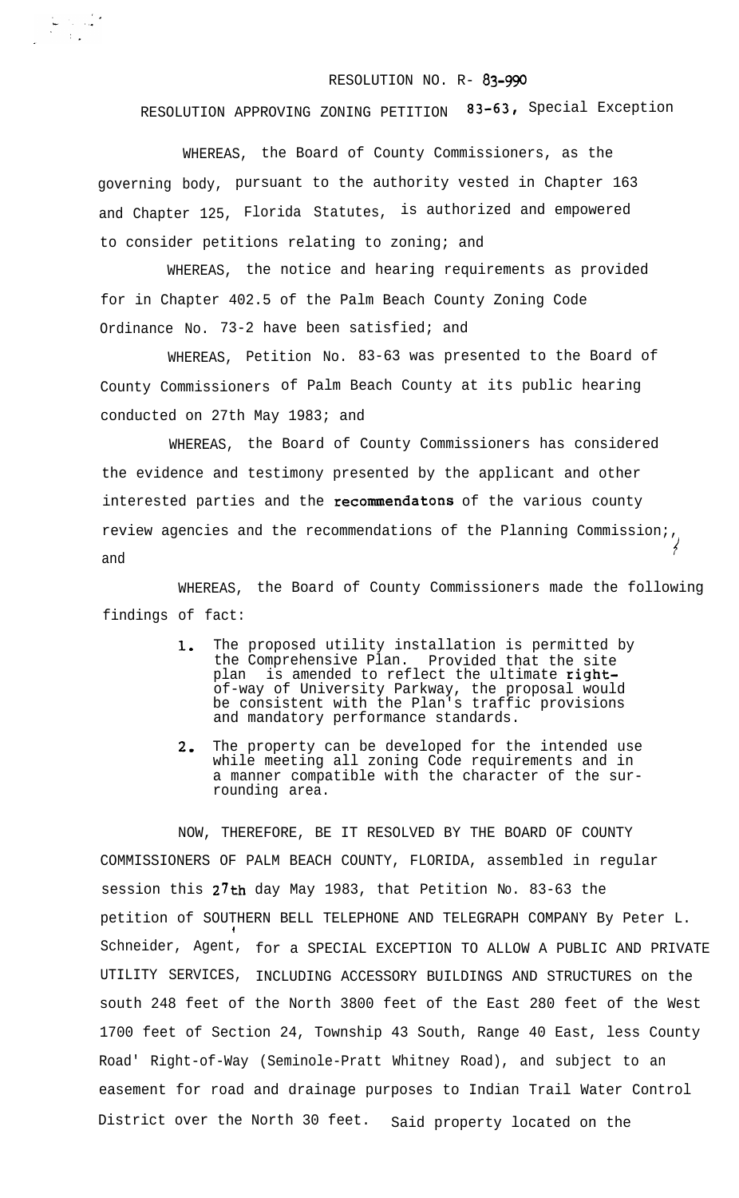RESOLUTION NO. R- 83-990

RESOLUTION APPROVING ZONING PETITION 83-63, Special Exception

WHEREAS, the Board of County Commissioners, as the governing body, pursuant to the authority vested in Chapter 163 and Chapter 125, Florida Statutes, is authorized and empowered to consider petitions relating to zoning; and

WHEREAS, the notice and hearing requirements as provided for in Chapter 402.5 of the Palm Beach County Zoning Code Ordinance No. 73-2 have been satisfied; and

WHEREAS, Petition No. 83-63 was presented to the Board of County Commissioners of Palm Beach County at its public hearing conducted on 27th May 1983; and

WHEREAS, the Board of County Commissioners has considered the evidence and testimony presented by the applicant and other interested parties and the recommendatons of the various county review agencies and the recommendations of the Planning Commission; and

WHEREAS, the Board of County Commissioners made the following findings of fact:

1. The proposed utility installation is permitted by the Comprehensive Plan. Provided that the site plan is amended to reflect the ultimate right-of-way of University Parkway, the proposal would be consistent with the Plan's traffic provisions and mandatory performance standards.
2. The property can be developed for the intended use while meeting all zoning Code requirements and in a manner compatible with the character of the surrounding area.

NOW, THEREFORE, BE IT RESOLVED BY THE BOARD OF COUNTY COMMISSIONERS OF PALM BEACH COUNTY, FLORIDA, assembled in regular session this 27th day May 1983, that Petition No. 83-63 the petition of SOUTHERN BELL TELEPHONE AND TELEGRAPH COMPANY By Peter L. Schneider, Agent, for a SPECIAL EXCEPTION TO ALLOW A PUBLIC AND PRIVATE UTILITY SERVICES, INCLUDING ACCESSORY BUILDINGS AND STRUCTURES on the south 248 feet of the North 3800 feet of the East 280 feet of the West 1700 feet of Section 24, Township 43 South, Range 40 East, less County Road' Right-of-Way (Seminole-Pratt Whitney Road), and subject to an easement for road and drainage purposes to Indian Trail Water Control District over the North 30 feet. Said property located on the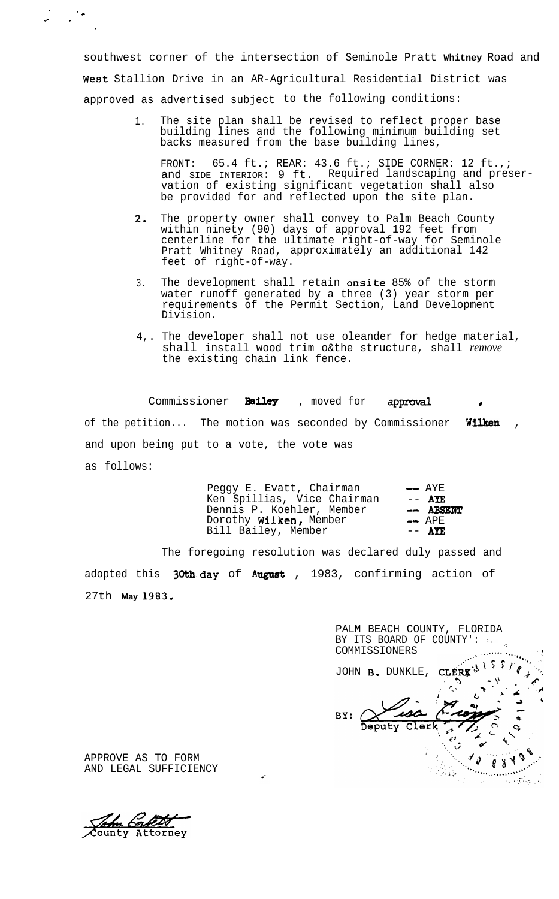southwest corner of the intersection of Seminole Pratt **Whitney** Road and **West** Stallion Drive in an AR-Agricultural Residential District was approved as advertised subject to the following conditions:

1. The site plan shall be revised to reflect proper base building lines and the following minimum building set backs measured from the base building lines,

   FRONT: 65.4 ft.; REAR: 43.6 ft.; SIDE CORNER: 12 ft.,; and SIDE INTERIOR: 9 ft. Required landscaping and preservation of existing significant vegetation shall also be provided for and reflected upon the site plan.

2. The property owner shall convey to Palm Beach County within ninety (90) days of approval 192 feet from centerline for the ultimate right-of-way for Seminole Pratt Whitney Road, approximately an additional 142 feet of right-of-way.

3. The development shall retain onsite 85% of the storm water runoff generated by a three (3) year storm per requirements of the Permit Section, Land Development Division.

4,. The developer shall not use oleander for hedge material, shall install wood trim o&the structure, shall *remove* the existing chain link fence.

Commissioner **Bailey** , moved for approval ,

of the petition... The motion was seconded by Commissioner **Wilken** , and upon being put to a vote, the vote was as follows:

| | |
|---|---|
| Peggy E. Evatt, Chairman | -- AYE |
| Ken Spillias, Vice Chairman | -- **AYE** |
| Dennis P. Koehler, Member | -- **ABSENT** |
| Dorothy **Wilken,** Member | -- APE |
| Bill Bailey, Member | -- **AYE** |

The foregoing resolution was declared duly passed and adopted this **30th day** of **August** , 1983, confirming action of 27th **May 1983.**

PALM BEACH COUNTY, FLORIDA
BY ITS BOARD OF COUNTY
COMMISSIONERS

JOHN B. DUNKLE, CLERK

BY: [signature]
Deputy Clerk

APPROVE AS TO FORM
AND LEGAL SUFFICIENCY

[signature]
County Attorney